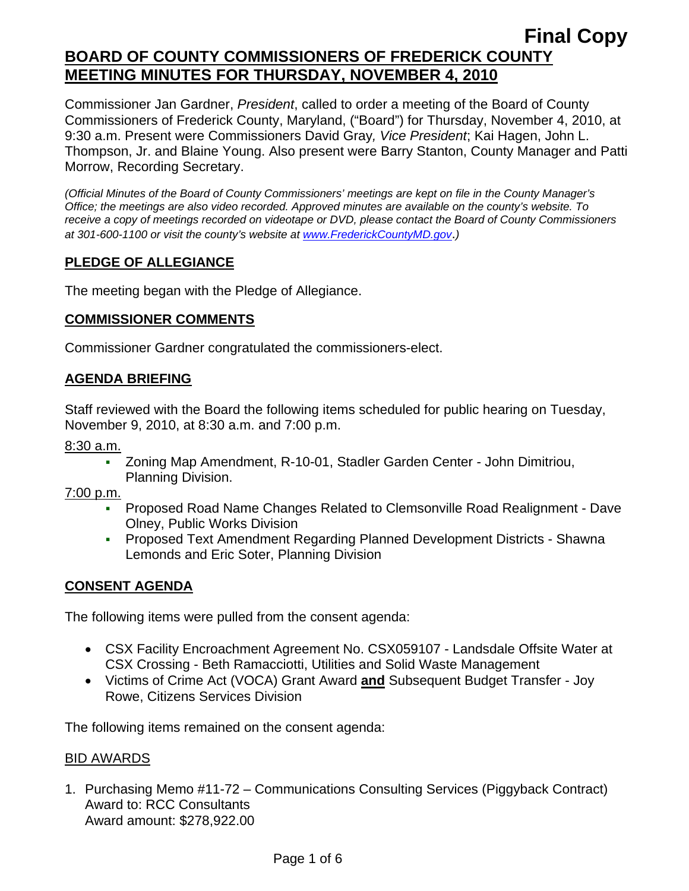**Final Copy**

# BOARD OF COUNTY COMMISSIONERS OF FREDERICK COUNTY MEETING MINUTES FOR THURSDAY, NOVEMBER 4, 2010

Commissioner Jan Gardner, *President*, called to order a meeting of the Board of County Commissioners of Frederick County, Maryland, ("Board") for Thursday, November 4, 2010, at 9:30 a.m. Present were Commissioners David Gray*, Vice President*; Kai Hagen, John L. Thompson, Jr. and Blaine Young. Also present were Barry Stanton, County Manager and Patti Morrow, Recording Secretary.

*(Official Minutes of the Board of County Commissioners' meetings are kept on file in the County Manager's Office; the meetings are also video recorded. Approved minutes are available on the county's website. To receive a copy of meetings recorded on videotape or DVD, please contact the Board of County Commissioners at 301-600-1100 or visit the county's website at www.FrederickCountyMD.gov.)*

## PLEDGE OF ALLEGIANCE

The meeting began with the Pledge of Allegiance.

## COMMISSIONER COMMENTS

Commissioner Gardner congratulated the commissioners-elect.

## AGENDA BRIEFING

Staff reviewed with the Board the following items scheduled for public hearing on Tuesday, November 9, 2010, at 8:30 a.m. and 7:00 p.m.

8:30 a.m.

- Zoning Map Amendment, R-10-01, Stadler Garden Center - John Dimitriou, Planning Division.

7:00 p.m.

- Proposed Road Name Changes Related to Clemsonville Road Realignment - Dave Olney, Public Works Division
- Proposed Text Amendment Regarding Planned Development Districts - Shawna Lemonds and Eric Soter, Planning Division

## CONSENT AGENDA

The following items were pulled from the consent agenda:

- CSX Facility Encroachment Agreement No. CSX059107 - Landsdale Offsite Water at CSX Crossing - Beth Ramacciotti, Utilities and Solid Waste Management
- Victims of Crime Act (VOCA) Grant Award **and** Subsequent Budget Transfer - Joy Rowe, Citizens Services Division

The following items remained on the consent agenda:

### BID AWARDS

1. Purchasing Memo #11-72 – Communications Consulting Services (Piggyback Contract)
   Award to: RCC Consultants
   Award amount: $278,922.00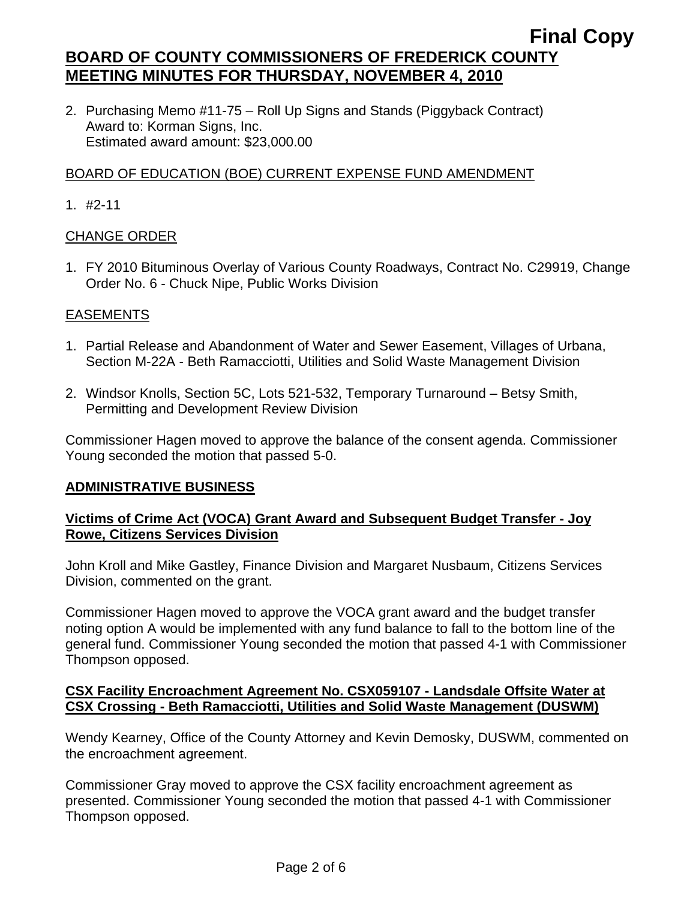2. Purchasing Memo #11-75 – Roll Up Signs and Stands (Piggyback Contract)
   Award to: Korman Signs, Inc.
   Estimated award amount: $23,000.00

BOARD OF EDUCATION (BOE) CURRENT EXPENSE FUND AMENDMENT

1. #2-11

CHANGE ORDER

1. FY 2010 Bituminous Overlay of Various County Roadways, Contract No. C29919, Change Order No. 6 - Chuck Nipe, Public Works Division

EASEMENTS

1. Partial Release and Abandonment of Water and Sewer Easement, Villages of Urbana, Section M-22A - Beth Ramacciotti, Utilities and Solid Waste Management Division
2. Windsor Knolls, Section 5C, Lots 521-532, Temporary Turnaround – Betsy Smith, Permitting and Development Review Division

Commissioner Hagen moved to approve the balance of the consent agenda. Commissioner Young seconded the motion that passed 5-0.

## ADMINISTRATIVE BUSINESS

### Victims of Crime Act (VOCA) Grant Award and Subsequent Budget Transfer - Joy Rowe, Citizens Services Division

John Kroll and Mike Gastley, Finance Division and Margaret Nusbaum, Citizens Services Division, commented on the grant.

Commissioner Hagen moved to approve the VOCA grant award and the budget transfer noting option A would be implemented with any fund balance to fall to the bottom line of the general fund. Commissioner Young seconded the motion that passed 4-1 with Commissioner Thompson opposed.

### CSX Facility Encroachment Agreement No. CSX059107 - Landsdale Offsite Water at CSX Crossing - Beth Ramacciotti, Utilities and Solid Waste Management (DUSWM)

Wendy Kearney, Office of the County Attorney and Kevin Demosky, DUSWM, commented on the encroachment agreement.

Commissioner Gray moved to approve the CSX facility encroachment agreement as presented. Commissioner Young seconded the motion that passed 4-1 with Commissioner Thompson opposed.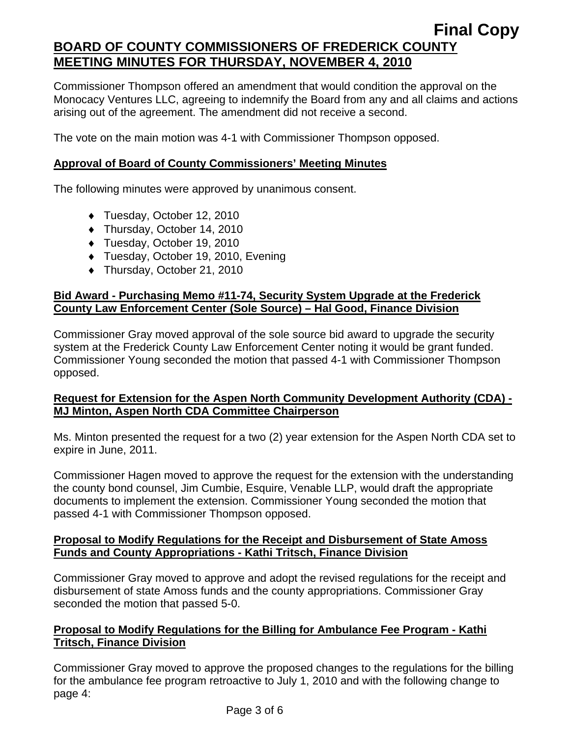Commissioner Thompson offered an amendment that would condition the approval on the Monocacy Ventures LLC, agreeing to indemnify the Board from any and all claims and actions arising out of the agreement. The amendment did not receive a second.

The vote on the main motion was 4-1 with Commissioner Thompson opposed.

**Approval of Board of County Commissioners' Meeting Minutes**

The following minutes were approved by unanimous consent.

- Tuesday, October 12, 2010
- Thursday, October 14, 2010
- Tuesday, October 19, 2010
- Tuesday, October 19, 2010, Evening
- Thursday, October 21, 2010

**Bid Award - Purchasing Memo #11-74, Security System Upgrade at the Frederick County Law Enforcement Center (Sole Source) – Hal Good, Finance Division**

Commissioner Gray moved approval of the sole source bid award to upgrade the security system at the Frederick County Law Enforcement Center noting it would be grant funded. Commissioner Young seconded the motion that passed 4-1 with Commissioner Thompson opposed.

**Request for Extension for the Aspen North Community Development Authority (CDA) - MJ Minton, Aspen North CDA Committee Chairperson**

Ms. Minton presented the request for a two (2) year extension for the Aspen North CDA set to expire in June, 2011.

Commissioner Hagen moved to approve the request for the extension with the understanding the county bond counsel, Jim Cumbie, Esquire, Venable LLP, would draft the appropriate documents to implement the extension. Commissioner Young seconded the motion that passed 4-1 with Commissioner Thompson opposed.

**Proposal to Modify Regulations for the Receipt and Disbursement of State Amoss Funds and County Appropriations - Kathi Tritsch, Finance Division**

Commissioner Gray moved to approve and adopt the revised regulations for the receipt and disbursement of state Amoss funds and the county appropriations. Commissioner Gray seconded the motion that passed 5-0.

**Proposal to Modify Regulations for the Billing for Ambulance Fee Program - Kathi Tritsch, Finance Division**

Commissioner Gray moved to approve the proposed changes to the regulations for the billing for the ambulance fee program retroactive to July 1, 2010 and with the following change to page 4: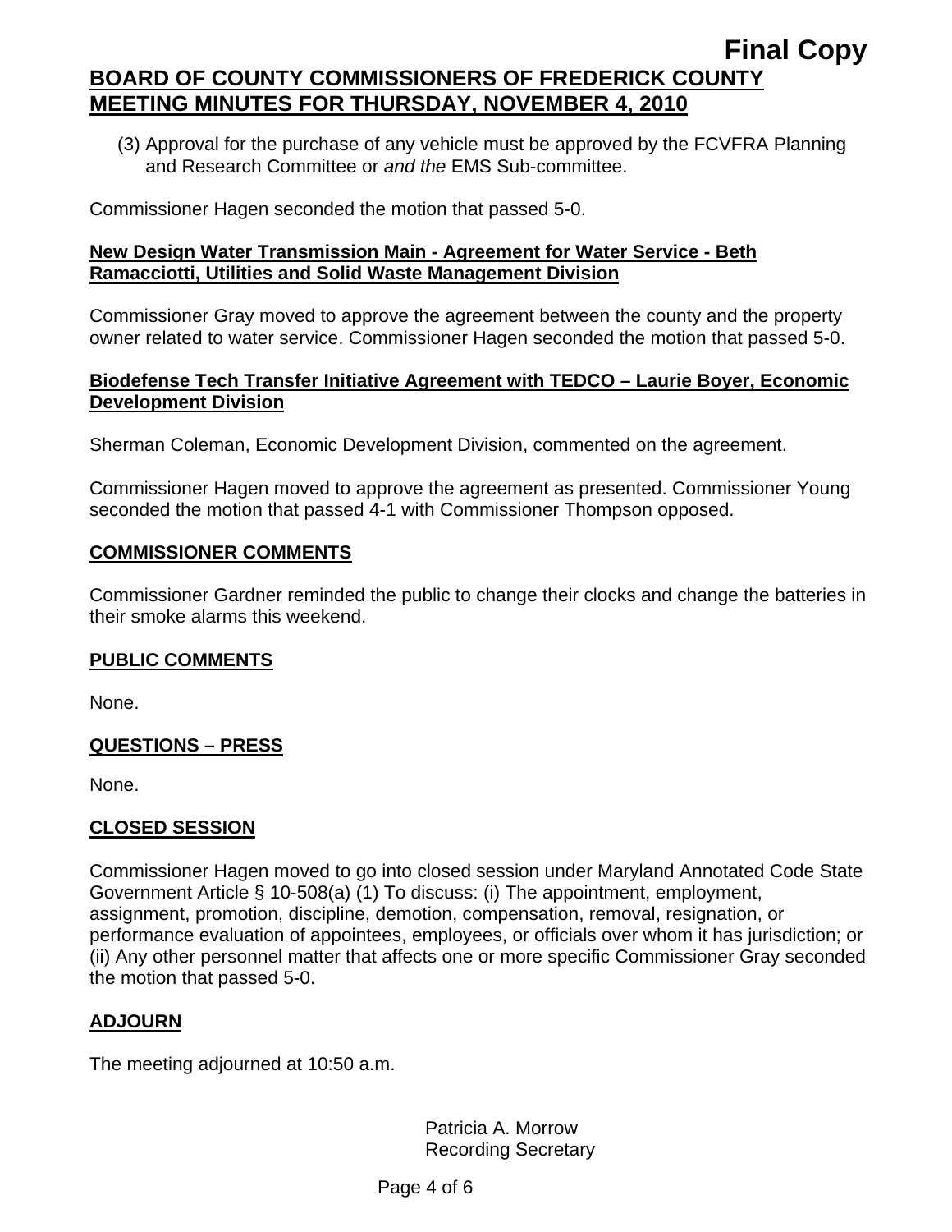(3) Approval for the purchase of any vehicle must be approved by the FCVFRA Planning and Research Committee ~~or~~ *and the* EMS Sub-committee.

Commissioner Hagen seconded the motion that passed 5-0.

**New Design Water Transmission Main - Agreement for Water Service - Beth Ramacciotti, Utilities and Solid Waste Management Division**

Commissioner Gray moved to approve the agreement between the county and the property owner related to water service. Commissioner Hagen seconded the motion that passed 5-0.

**Biodefense Tech Transfer Initiative Agreement with TEDCO – Laurie Boyer, Economic Development Division**

Sherman Coleman, Economic Development Division, commented on the agreement.

Commissioner Hagen moved to approve the agreement as presented. Commissioner Young seconded the motion that passed 4-1 with Commissioner Thompson opposed.

## COMMISSIONER COMMENTS

Commissioner Gardner reminded the public to change their clocks and change the batteries in their smoke alarms this weekend.

## PUBLIC COMMENTS

None.

## QUESTIONS – PRESS

None.

## CLOSED SESSION

Commissioner Hagen moved to go into closed session under Maryland Annotated Code State Government Article § 10-508(a) (1) To discuss: (i) The appointment, employment, assignment, promotion, discipline, demotion, compensation, removal, resignation, or performance evaluation of appointees, employees, or officials over whom it has jurisdiction; or (ii) Any other personnel matter that affects one or more specific Commissioner Gray seconded the motion that passed 5-0.

## ADJOURN

The meeting adjourned at 10:50 a.m.

Patricia A. Morrow
Recording Secretary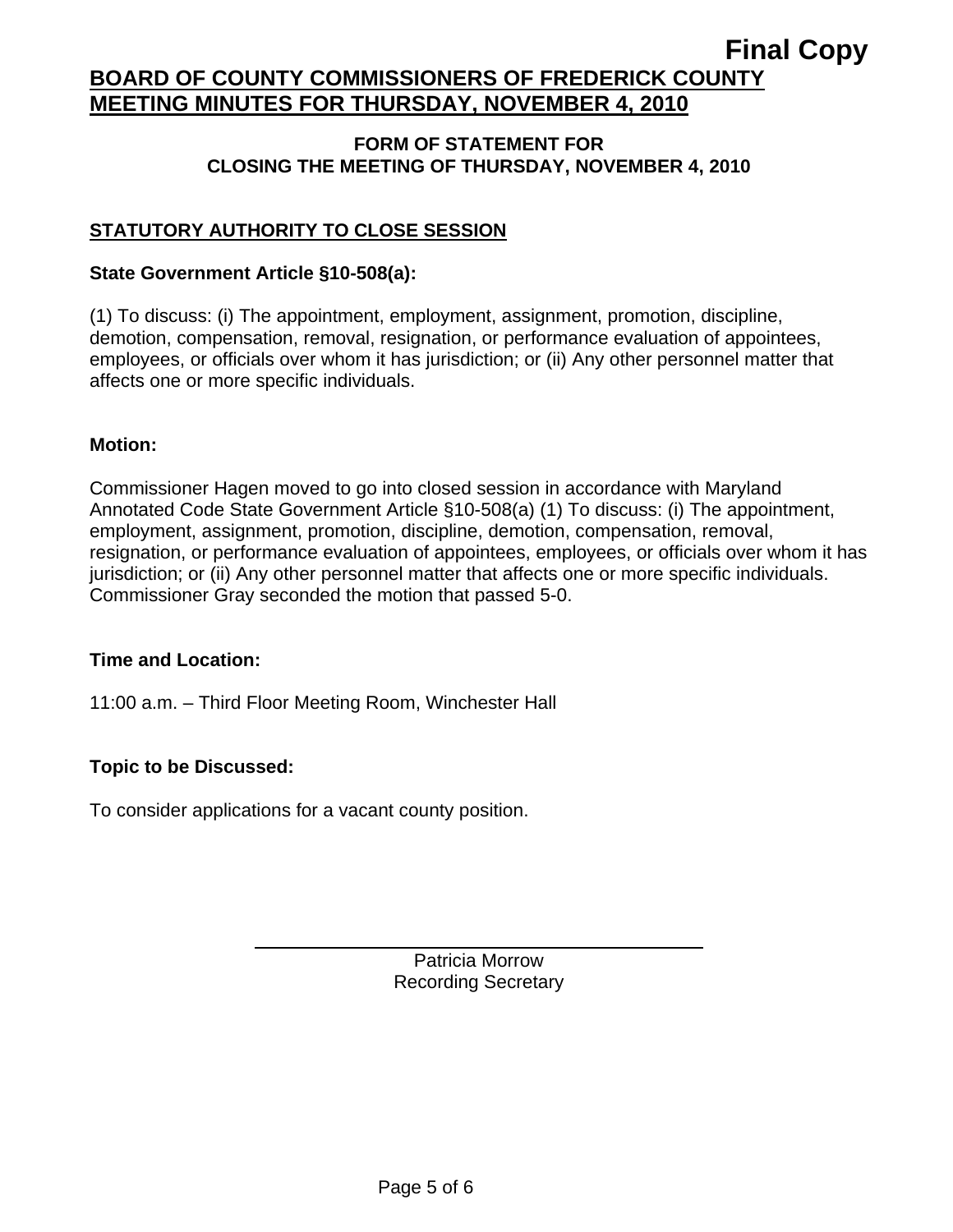Final Copy

# BOARD OF COUNTY COMMISSIONERS OF FREDERICK COUNTY MEETING MINUTES FOR THURSDAY, NOVEMBER 4, 2010

**FORM OF STATEMENT FOR CLOSING THE MEETING OF THURSDAY, NOVEMBER 4, 2010**

## STATUTORY AUTHORITY TO CLOSE SESSION

**State Government Article §10-508(a):**

(1) To discuss: (i) The appointment, employment, assignment, promotion, discipline, demotion, compensation, removal, resignation, or performance evaluation of appointees, employees, or officials over whom it has jurisdiction; or (ii) Any other personnel matter that affects one or more specific individuals.

**Motion:**

Commissioner Hagen moved to go into closed session in accordance with Maryland Annotated Code State Government Article §10-508(a) (1) To discuss: (i) The appointment, employment, assignment, promotion, discipline, demotion, compensation, removal, resignation, or performance evaluation of appointees, employees, or officials over whom it has jurisdiction; or (ii) Any other personnel matter that affects one or more specific individuals. Commissioner Gray seconded the motion that passed 5-0.

**Time and Location:**

11:00 a.m. – Third Floor Meeting Room, Winchester Hall

**Topic to be Discussed:**

To consider applications for a vacant county position.

Patricia Morrow
Recording Secretary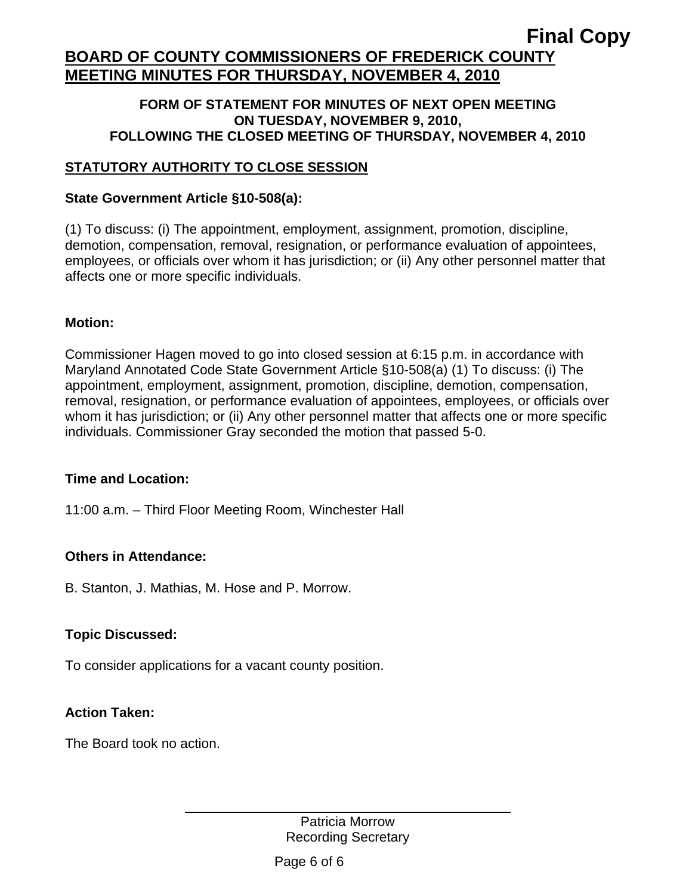**Final Copy**

# BOARD OF COUNTY COMMISSIONERS OF FREDERICK COUNTY
# MEETING MINUTES FOR THURSDAY, NOVEMBER 4, 2010

**FORM OF STATEMENT FOR MINUTES OF NEXT OPEN MEETING ON TUESDAY, NOVEMBER 9, 2010, FOLLOWING THE CLOSED MEETING OF THURSDAY, NOVEMBER 4, 2010**

## STATUTORY AUTHORITY TO CLOSE SESSION

**State Government Article §10-508(a):**

(1) To discuss: (i) The appointment, employment, assignment, promotion, discipline, demotion, compensation, removal, resignation, or performance evaluation of appointees, employees, or officials over whom it has jurisdiction; or (ii) Any other personnel matter that affects one or more specific individuals.

**Motion:**

Commissioner Hagen moved to go into closed session at 6:15 p.m. in accordance with Maryland Annotated Code State Government Article §10-508(a) (1) To discuss: (i) The appointment, employment, assignment, promotion, discipline, demotion, compensation, removal, resignation, or performance evaluation of appointees, employees, or officials over whom it has jurisdiction; or (ii) Any other personnel matter that affects one or more specific individuals. Commissioner Gray seconded the motion that passed 5-0.

**Time and Location:**

11:00 a.m. – Third Floor Meeting Room, Winchester Hall

**Others in Attendance:**

B. Stanton, J. Mathias, M. Hose and P. Morrow.

**Topic Discussed:**

To consider applications for a vacant county position.

**Action Taken:**

The Board took no action.

Patricia Morrow
Recording Secretary